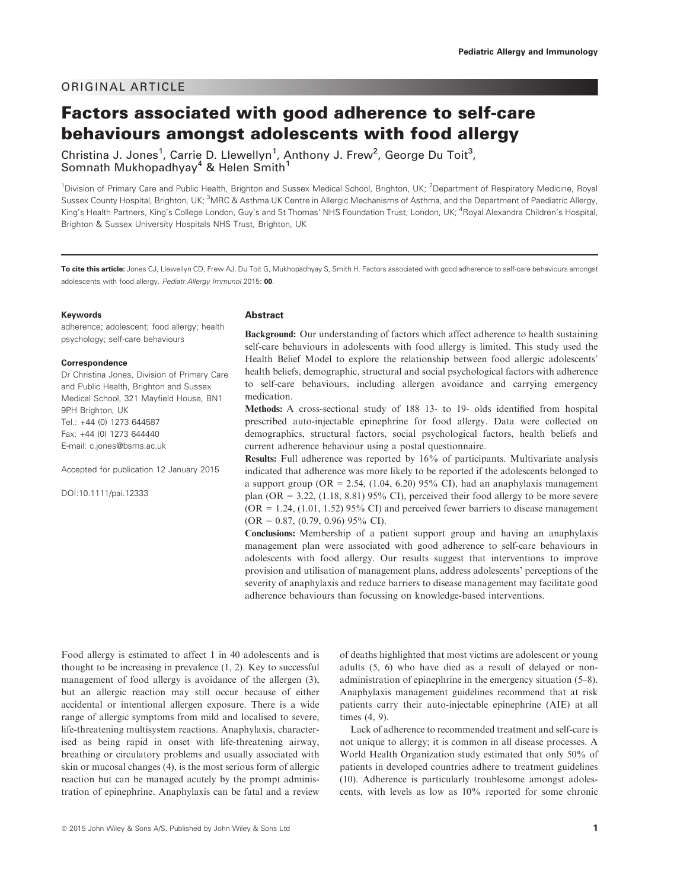ORIGINAL ARTICLE

# Factors associated with good adherence to self-care behaviours amongst adolescents with food allergy

Christina J. Jones[1], Carrie D. Llewellyn[1], Anthony J. Frew[2], George Du Toit[3], Somnath Mukhopadhyay[4] & Helen Smith[1]

[1]Division of Primary Care and Public Health, Brighton and Sussex Medical School, Brighton, UK; [2]Department of Respiratory Medicine, Royal Sussex County Hospital, Brighton, UK; [3]MRC & Asthma UK Centre in Allergic Mechanisms of Asthma, and the Department of Paediatric Allergy, King's Health Partners, King's College London, Guy's and St Thomas' NHS Foundation Trust, London, UK; [4]Royal Alexandra Children's Hospital, Brighton & Sussex University Hospitals NHS Trust, Brighton, UK

**To cite this article:** Jones CJ, Llewellyn CD, Frew AJ, Du Toit G, Mukhopadhyay S, Smith H. Factors associated with good adherence to self-care behaviours amongst adolescents with food allergy. *Pediatr Allergy Immunol* 2015: **00**.

**Keywords**

adherence; adolescent; food allergy; health psychology; self-care behaviours

**Correspondence**

Dr Christina Jones, Division of Primary Care and Public Health, Brighton and Sussex Medical School, 321 Mayfield House, BN1 9PH Brighton, UK
Tel.: +44 (0) 1273 644587
Fax: +44 (0) 1273 644440
E-mail: c.jones@bsms.ac.uk

Accepted for publication 12 January 2015

DOI:10.1111/pai.12333

## Abstract

**Background:** Our understanding of factors which affect adherence to health sustaining self-care behaviours in adolescents with food allergy is limited. This study used the Health Belief Model to explore the relationship between food allergic adolescents' health beliefs, demographic, structural and social psychological factors with adherence to self-care behaviours, including allergen avoidance and carrying emergency medication.

**Methods:** A cross-sectional study of 188 13- to 19- olds identified from hospital prescribed auto-injectable epinephrine for food allergy. Data were collected on demographics, structural factors, social psychological factors, health beliefs and current adherence behaviour using a postal questionnaire.

**Results:** Full adherence was reported by 16% of participants. Multivariate analysis indicated that adherence was more likely to be reported if the adolescents belonged to a support group (OR = 2.54, (1.04, 6.20) 95% CI), had an anaphylaxis management plan (OR = 3.22, (1.18, 8.81) 95% CI), perceived their food allergy to be more severe (OR = 1.24, (1.01, 1.52) 95% CI) and perceived fewer barriers to disease management (OR = 0.87, (0.79, 0.96) 95% CI).

**Conclusions:** Membership of a patient support group and having an anaphylaxis management plan were associated with good adherence to self-care behaviours in adolescents with food allergy. Our results suggest that interventions to improve provision and utilisation of management plans, address adolescents' perceptions of the severity of anaphylaxis and reduce barriers to disease management may facilitate good adherence behaviours than focussing on knowledge-based interventions.

Food allergy is estimated to affect 1 in 40 adolescents and is thought to be increasing in prevalence (1, 2). Key to successful management of food allergy is avoidance of the allergen (3), but an allergic reaction may still occur because of either accidental or intentional allergen exposure. There is a wide range of allergic symptoms from mild and localised to severe, life-threatening multisystem reactions. Anaphylaxis, characterised as being rapid in onset with life-threatening airway, breathing or circulatory problems and usually associated with skin or mucosal changes (4), is the most serious form of allergic reaction but can be managed acutely by the prompt administration of epinephrine. Anaphylaxis can be fatal and a review of deaths highlighted that most victims are adolescent or young adults (5, 6) who have died as a result of delayed or non-administration of epinephrine in the emergency situation (5–8). Anaphylaxis management guidelines recommend that at risk patients carry their auto-injectable epinephrine (AIE) at all times (4, 9).

Lack of adherence to recommended treatment and self-care is not unique to allergy; it is common in all disease processes. A World Health Organization study estimated that only 50% of patients in developed countries adhere to treatment guidelines (10). Adherence is particularly troublesome amongst adolescents, with levels as low as 10% reported for some chronic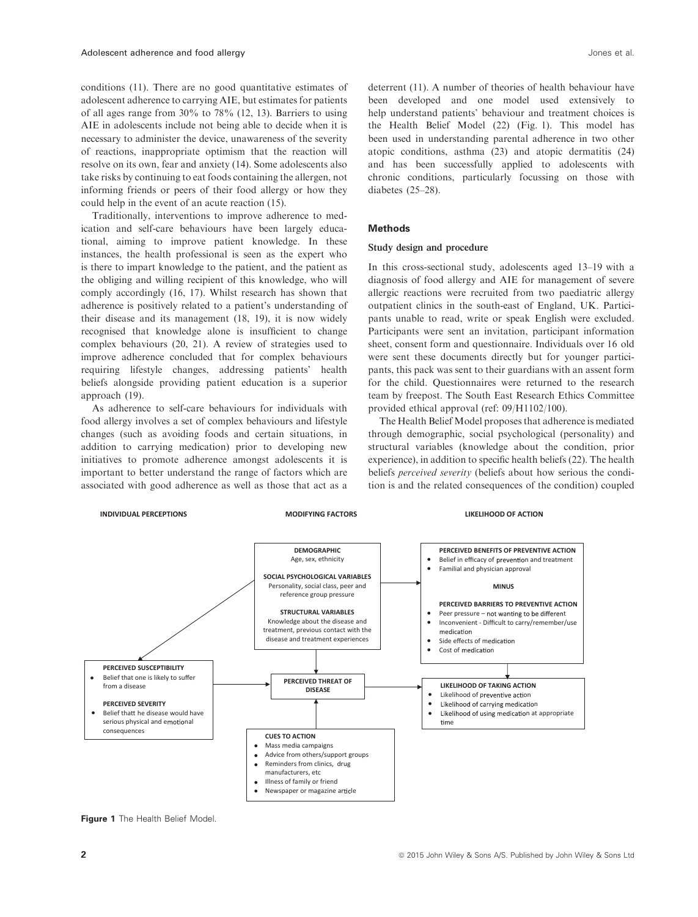conditions (11). There are no good quantitative estimates of adolescent adherence to carrying AIE, but estimates for patients of all ages range from 30% to 78% (12, 13). Barriers to using AIE in adolescents include not being able to decide when it is necessary to administer the device, unawareness of the severity of reactions, inappropriate optimism that the reaction will resolve on its own, fear and anxiety (14). Some adolescents also take risks by continuing to eat foods containing the allergen, not informing friends or peers of their food allergy or how they could help in the event of an acute reaction (15).

Traditionally, interventions to improve adherence to medication and self-care behaviours have been largely educational, aiming to improve patient knowledge. In these instances, the health professional is seen as the expert who is there to impart knowledge to the patient, and the patient as the obliging and willing recipient of this knowledge, who will comply accordingly (16, 17). Whilst research has shown that adherence is positively related to a patient's understanding of their disease and its management (18, 19), it is now widely recognised that knowledge alone is insufficient to change complex behaviours (20, 21). A review of strategies used to improve adherence concluded that for complex behaviours requiring lifestyle changes, addressing patients' health beliefs alongside providing patient education is a superior approach (19).

As adherence to self-care behaviours for individuals with food allergy involves a set of complex behaviours and lifestyle changes (such as avoiding foods and certain situations, in addition to carrying medication) prior to developing new initiatives to promote adherence amongst adolescents it is important to better understand the range of factors which are associated with good adherence as well as those that act as a deterrent (11). A number of theories of health behaviour have been developed and one model used extensively to help understand patients' behaviour and treatment choices is the Health Belief Model (22) (Fig. 1). This model has been used in understanding parental adherence in two other atopic conditions, asthma (23) and atopic dermatitis (24) and has been successfully applied to adolescents with chronic conditions, particularly focussing on those with diabetes (25–28).

## Methods

### Study design and procedure

In this cross-sectional study, adolescents aged 13–19 with a diagnosis of food allergy and AIE for management of severe allergic reactions were recruited from two paediatric allergy outpatient clinics in the south-east of England, UK. Participants unable to read, write or speak English were excluded. Participants were sent an invitation, participant information sheet, consent form and questionnaire. Individuals over 16 old were sent these documents directly but for younger participants, this pack was sent to their guardians with an assent form for the child. Questionnaires were returned to the research team by freepost. The South East Research Ethics Committee provided ethical approval (ref: 09/H1102/100).

The Health Belief Model proposes that adherence is mediated through demographic, social psychological (personality) and structural variables (knowledge about the condition, prior experience), in addition to specific health beliefs (22). The health beliefs *perceived severity* (beliefs about how serious the condition is and the related consequences of the condition) coupled

**INDIVIDUAL PERCEPTIONS** | **MODIFYING FACTORS** | **LIKELIHOOD OF ACTION**

**DEMOGRAPHIC**
Age, sex, ethnicity

**SOCIAL PSYCHOLOGICAL VARIABLES**
Personality, social class, peer and reference group pressure

**STRUCTURAL VARIABLES**
Knowledge about the disease and treatment, previous contact with the disease and treatment experiences

**PERCEIVED BENEFITS OF PREVENTIVE ACTION**
- Belief in efficacy of prevention and treatment
- Familial and physician approval

**MINUS**

**PERCEIVED BARRIERS TO PREVENTIVE ACTION**
- Peer pressure – not wanting to be different
- Inconvenient - Difficult to carry/remember/use medication
- Side effects of medication
- Cost of medication

**PERCEIVED SUSCEPTIBILITY**
- Belief that one is likely to suffer from a disease

**PERCEIVED SEVERITY**
- Belief thatt he disease would have serious physical and emotional consequences

**PERCEIVED THREAT OF DISEASE**

**LIKELIHOOD OF TAKING ACTION**
- Likelihood of preventive action
- Likelihood of carrying medication
- Likelihood of using medication at appropriate time

**CUES TO ACTION**
- Mass media campaigns
- Advice from others/support groups
- Reminders from clinics, drug manufacturers, etc
- Illness of family or friend
- Newspaper or magazine article

**Figure 1** The Health Belief Model.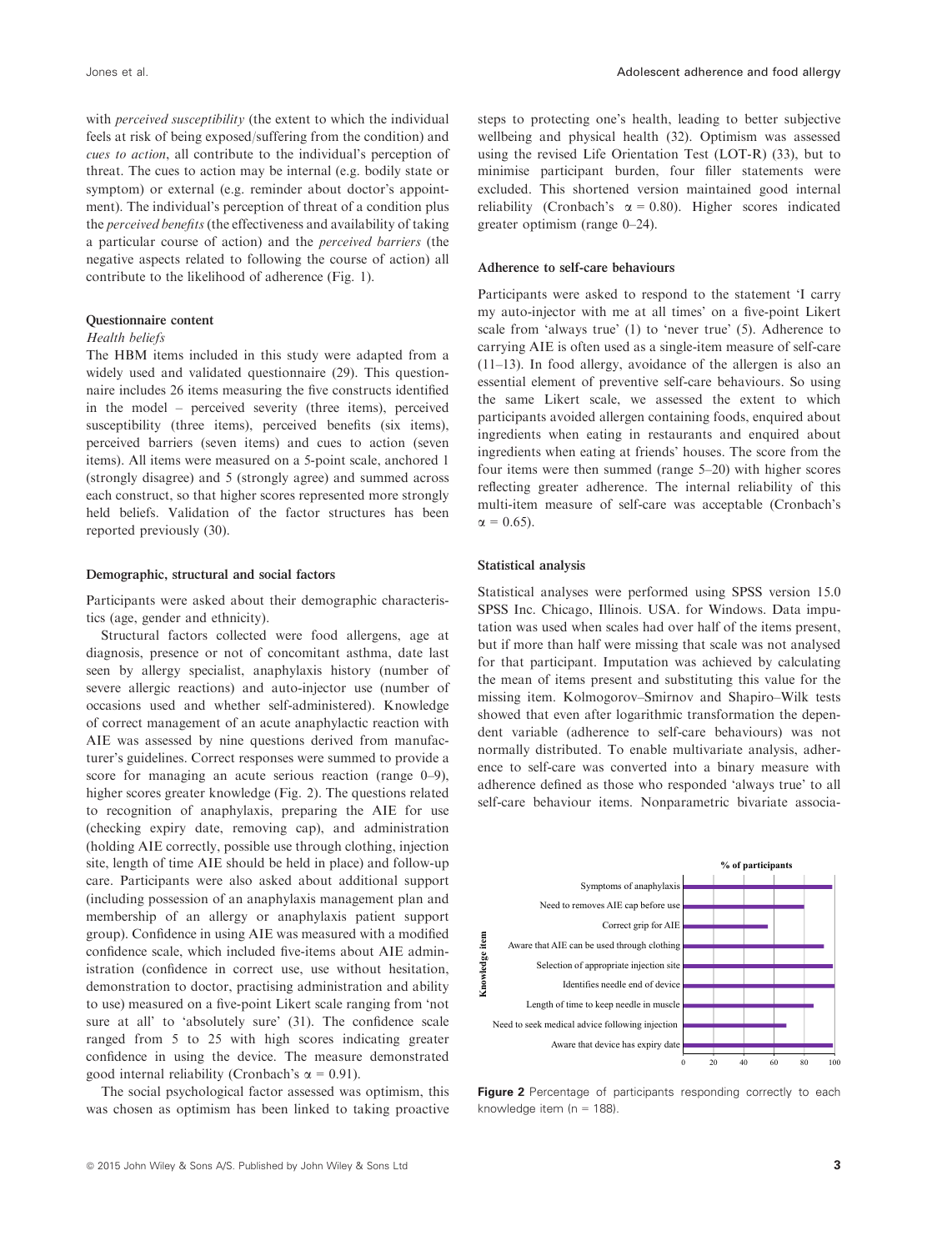with *perceived susceptibility* (the extent to which the individual feels at risk of being exposed/suffering from the condition) and *cues to action*, all contribute to the individual's perception of threat. The cues to action may be internal (e.g. bodily state or symptom) or external (e.g. reminder about doctor's appointment). The individual's perception of threat of a condition plus the *perceived benefits* (the effectiveness and availability of taking a particular course of action) and the *perceived barriers* (the negative aspects related to following the course of action) all contribute to the likelihood of adherence (Fig. 1).

### Questionnaire content

*Health beliefs*

The HBM items included in this study were adapted from a widely used and validated questionnaire (29). This questionnaire includes 26 items measuring the five constructs identified in the model – perceived severity (three items), perceived susceptibility (three items), perceived benefits (six items), perceived barriers (seven items) and cues to action (seven items). All items were measured on a 5-point scale, anchored 1 (strongly disagree) and 5 (strongly agree) and summed across each construct, so that higher scores represented more strongly held beliefs. Validation of the factor structures has been reported previously (30).

### Demographic, structural and social factors

Participants were asked about their demographic characteristics (age, gender and ethnicity).

Structural factors collected were food allergens, age at diagnosis, presence or not of concomitant asthma, date last seen by allergy specialist, anaphylaxis history (number of severe allergic reactions) and auto-injector use (number of occasions used and whether self-administered). Knowledge of correct management of an acute anaphylactic reaction with AIE was assessed by nine questions derived from manufacturer's guidelines. Correct responses were summed to provide a score for managing an acute serious reaction (range 0–9), higher scores greater knowledge (Fig. 2). The questions related to recognition of anaphylaxis, preparing the AIE for use (checking expiry date, removing cap), and administration (holding AIE correctly, possible use through clothing, injection site, length of time AIE should be held in place) and follow-up care. Participants were also asked about additional support (including possession of an anaphylaxis management plan and membership of an allergy or anaphylaxis patient support group). Confidence in using AIE was measured with a modified confidence scale, which included five-items about AIE administration (confidence in correct use, use without hesitation, demonstration to doctor, practising administration and ability to use) measured on a five-point Likert scale ranging from 'not sure at all' to 'absolutely sure' (31). The confidence scale ranged from 5 to 25 with high scores indicating greater confidence in using the device. The measure demonstrated good internal reliability (Cronbach's $\alpha = 0.91$).

The social psychological factor assessed was optimism, this was chosen as optimism has been linked to taking proactive steps to protecting one's health, leading to better subjective wellbeing and physical health (32). Optimism was assessed using the revised Life Orientation Test (LOT-R) (33), but to minimise participant burden, four filler statements were excluded. This shortened version maintained good internal reliability (Cronbach's $\alpha = 0.80$). Higher scores indicated greater optimism (range 0–24).

### Adherence to self-care behaviours

Participants were asked to respond to the statement 'I carry my auto-injector with me at all times' on a five-point Likert scale from 'always true' (1) to 'never true' (5). Adherence to carrying AIE is often used as a single-item measure of self-care (11–13). In food allergy, avoidance of the allergen is also an essential element of preventive self-care behaviours. So using the same Likert scale, we assessed the extent to which participants avoided allergen containing foods, enquired about ingredients when eating in restaurants and enquired about ingredients when eating at friends' houses. The score from the four items were then summed (range 5–20) with higher scores reflecting greater adherence. The internal reliability of this multi-item measure of self-care was acceptable (Cronbach's $\alpha = 0.65$).

### Statistical analysis

Statistical analyses were performed using SPSS version 15.0 SPSS Inc. Chicago, Illinois. USA. for Windows. Data imputation was used when scales had over half of the items present, but if more than half were missing that scale was not analysed for that participant. Imputation was achieved by calculating the mean of items present and substituting this value for the missing item. Kolmogorov–Smirnov and Shapiro–Wilk tests showed that even after logarithmic transformation the dependent variable (adherence to self-care behaviours) was not normally distributed. To enable multivariate analysis, adherence to self-care was converted into a binary measure with adherence defined as those who responded 'always true' to all self-care behaviour items. Nonparametric bivariate associa-

**Figure 2** Percentage of participants responding correctly to each knowledge item (n = 188).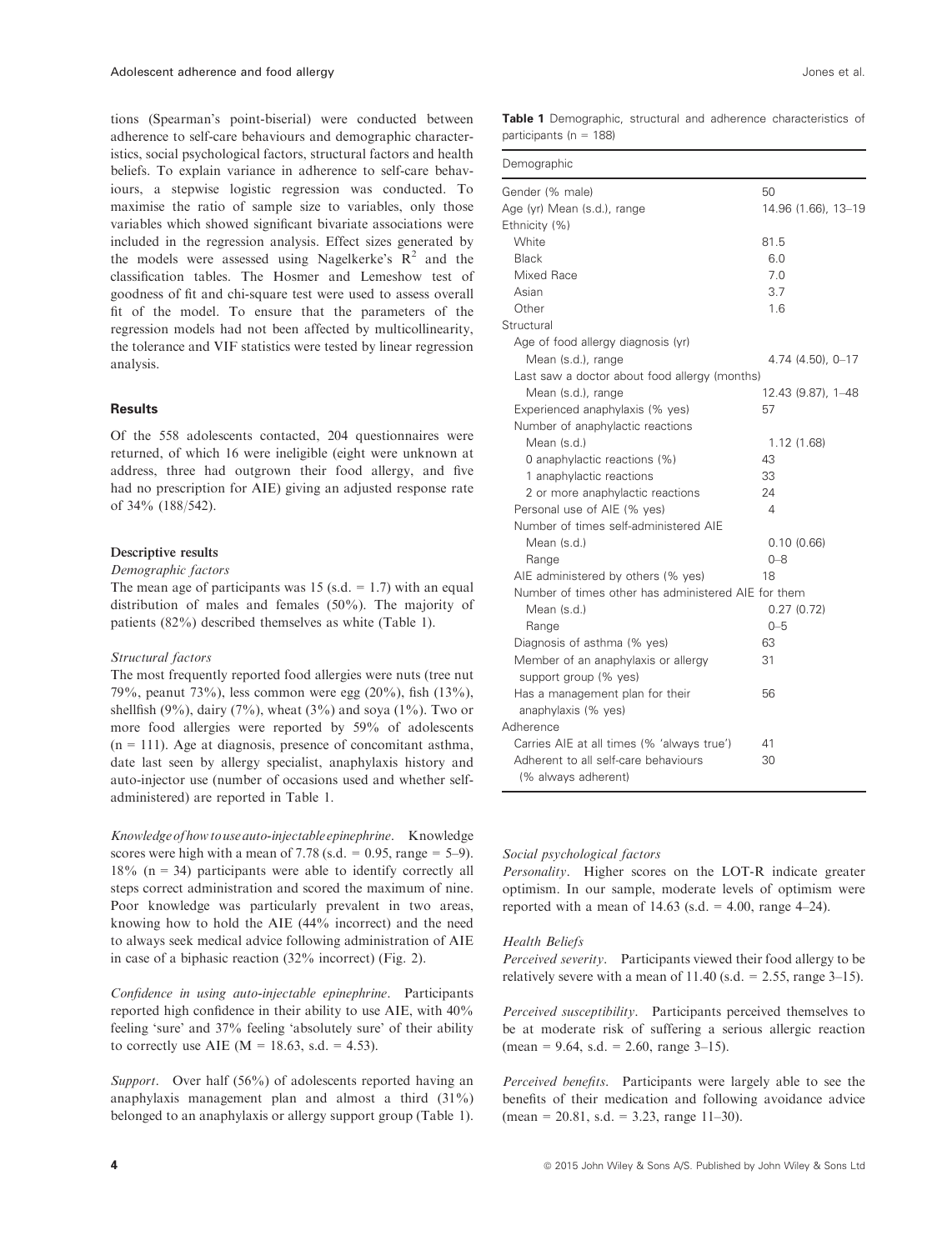tions (Spearman's point-biserial) were conducted between adherence to self-care behaviours and demographic characteristics, social psychological factors, structural factors and health beliefs. To explain variance in adherence to self-care behaviours, a stepwise logistic regression was conducted. To maximise the ratio of sample size to variables, only those variables which showed significant bivariate associations were included in the regression analysis. Effect sizes generated by the models were assessed using Nagelkerke's $R^2$ and the classification tables. The Hosmer and Lemeshow test of goodness of fit and chi-square test were used to assess overall fit of the model. To ensure that the parameters of the regression models had not been affected by multicollinearity, the tolerance and VIF statistics were tested by linear regression analysis.

## Results

Of the 558 adolescents contacted, 204 questionnaires were returned, of which 16 were ineligible (eight were unknown at address, three had outgrown their food allergy, and five had no prescription for AIE) giving an adjusted response rate of 34% (188/542).

### Descriptive results

*Demographic factors*

The mean age of participants was 15 (s.d. = 1.7) with an equal distribution of males and females (50%). The majority of patients (82%) described themselves as white (Table 1).

*Structural factors*

The most frequently reported food allergies were nuts (tree nut 79%, peanut 73%), less common were egg (20%), fish (13%), shellfish (9%), dairy (7%), wheat (3%) and soya (1%). Two or more food allergies were reported by 59% of adolescents (n = 111). Age at diagnosis, presence of concomitant asthma, date last seen by allergy specialist, anaphylaxis history and auto-injector use (number of occasions used and whether self-administered) are reported in Table 1.

*Knowledge of how to use auto-injectable epinephrine.* Knowledge scores were high with a mean of 7.78 (s.d. = 0.95, range = 5–9). 18% (n = 34) participants were able to identify correctly all steps correct administration and scored the maximum of nine. Poor knowledge was particularly prevalent in two areas, knowing how to hold the AIE (44% incorrect) and the need to always seek medical advice following administration of AIE in case of a biphasic reaction (32% incorrect) (Fig. 2).

*Confidence in using auto-injectable epinephrine.* Participants reported high confidence in their ability to use AIE, with 40% feeling 'sure' and 37% feeling 'absolutely sure' of their ability to correctly use AIE (M = 18.63, s.d. = 4.53).

*Support.* Over half (56%) of adolescents reported having an anaphylaxis management plan and almost a third (31%) belonged to an anaphylaxis or allergy support group (Table 1).

**Table 1** Demographic, structural and adherence characteristics of participants (n = 188)

| Demographic | |
|---|---|
| Gender (% male) | 50 |
| Age (yr) Mean (s.d.), range | 14.96 (1.66), 13–19 |
| Ethnicity (%) | |
| White | 81.5 |
| Black | 6.0 |
| Mixed Race | 7.0 |
| Asian | 3.7 |
| Other | 1.6 |
| Structural | |
| Age of food allergy diagnosis (yr) | |
| Mean (s.d.), range | 4.74 (4.50), 0–17 |
| Last saw a doctor about food allergy (months) | |
| Mean (s.d.), range | 12.43 (9.87), 1–48 |
| Experienced anaphylaxis (% yes) | 57 |
| Number of anaphylactic reactions | |
| Mean (s.d.) | 1.12 (1.68) |
| 0 anaphylactic reactions (%) | 43 |
| 1 anaphylactic reactions | 33 |
| 2 or more anaphylactic reactions | 24 |
| Personal use of AIE (% yes) | 4 |
| Number of times self-administered AIE | |
| Mean (s.d.) | 0.10 (0.66) |
| Range | 0–8 |
| AIE administered by others (% yes) | 18 |
| Number of times other has administered AIE for them | |
| Mean (s.d.) | 0.27 (0.72) |
| Range | 0–5 |
| Diagnosis of asthma (% yes) | 63 |
| Member of an anaphylaxis or allergy support group (% yes) | 31 |
| Has a management plan for their anaphylaxis (% yes) | 56 |
| Adherence | |
| Carries AIE at all times (% 'always true') | 41 |
| Adherent to all self-care behaviours (% always adherent) | 30 |

*Social psychological factors*

*Personality.* Higher scores on the LOT-R indicate greater optimism. In our sample, moderate levels of optimism were reported with a mean of 14.63 (s.d. = 4.00, range 4–24).

*Health Beliefs*

*Perceived severity.* Participants viewed their food allergy to be relatively severe with a mean of 11.40 (s.d. = 2.55, range 3–15).

*Perceived susceptibility.* Participants perceived themselves to be at moderate risk of suffering a serious allergic reaction (mean = 9.64, s.d. = 2.60, range 3–15).

*Perceived benefits.* Participants were largely able to see the benefits of their medication and following avoidance advice (mean = 20.81, s.d. = 3.23, range 11–30).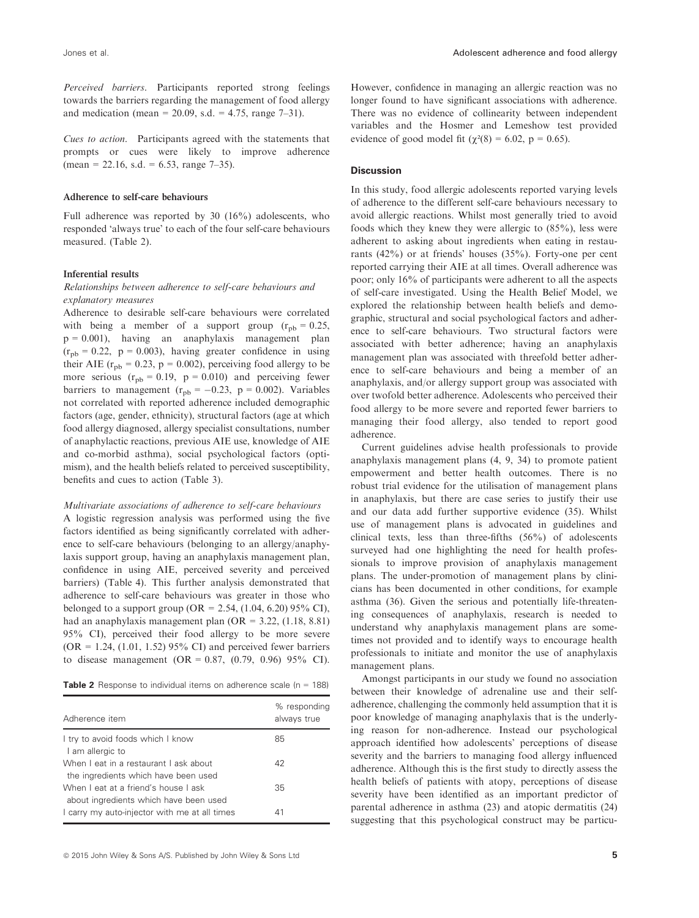*Perceived barriers*. Participants reported strong feelings towards the barriers regarding the management of food allergy and medication (mean = 20.09, s.d. = 4.75, range 7–31).

*Cues to action*. Participants agreed with the statements that prompts or cues were likely to improve adherence (mean = 22.16, s.d. = 6.53, range 7–35).

### Adherence to self-care behaviours

Full adherence was reported by 30 (16%) adolescents, who responded 'always true' to each of the four self-care behaviours measured. (Table 2).

### Inferential results

#### *Relationships between adherence to self-care behaviours and explanatory measures*

Adherence to desirable self-care behaviours were correlated with being a member of a support group ($r_{pb} = 0.25$, $p = 0.001$), having an anaphylaxis management plan ($r_{pb} = 0.22$, $p = 0.003$), having greater confidence in using their AIE ($r_{pb} = 0.23$, $p = 0.002$), perceiving food allergy to be more serious ($r_{pb} = 0.19$, $p = 0.010$) and perceiving fewer barriers to management ($r_{pb} = -0.23$, $p = 0.002$). Variables not correlated with reported adherence included demographic factors (age, gender, ethnicity), structural factors (age at which food allergy diagnosed, allergy specialist consultations, number of anaphylactic reactions, previous AIE use, knowledge of AIE and co-morbid asthma), social psychological factors (optimism), and the health beliefs related to perceived susceptibility, benefits and cues to action (Table 3).

#### *Multivariate associations of adherence to self-care behaviours*

A logistic regression analysis was performed using the five factors identified as being significantly correlated with adherence to self-care behaviours (belonging to an allergy/anaphylaxis support group, having an anaphylaxis management plan, confidence in using AIE, perceived severity and perceived barriers) (Table 4). This further analysis demonstrated that adherence to self-care behaviours was greater in those who belonged to a support group (OR = 2.54, (1.04, 6.20) 95% CI), had an anaphylaxis management plan (OR = 3.22, (1.18, 8.81) 95% CI), perceived their food allergy to be more severe (OR = 1.24, (1.01, 1.52) 95% CI) and perceived fewer barriers to disease management (OR = 0.87, (0.79, 0.96) 95% CI).

**Table 2** Response to individual items on adherence scale (n = 188)

| Adherence item | % responding always true |
|---|---|
| I try to avoid foods which I know I am allergic to | 85 |
| When I eat in a restaurant I ask about the ingredients which have been used | 42 |
| When I eat at a friend's house I ask about ingredients which have been used | 35 |
| I carry my auto-injector with me at all times | 41 |

However, confidence in managing an allergic reaction was no longer found to have significant associations with adherence. There was no evidence of collinearity between independent variables and the Hosmer and Lemeshow test provided evidence of good model fit ($\chi^2(8) = 6.02$, $p = 0.65$).

## Discussion

In this study, food allergic adolescents reported varying levels of adherence to the different self-care behaviours necessary to avoid allergic reactions. Whilst most generally tried to avoid foods which they knew they were allergic to (85%), less were adherent to asking about ingredients when eating in restaurants (42%) or at friends' houses (35%). Forty-one per cent reported carrying their AIE at all times. Overall adherence was poor; only 16% of participants were adherent to all the aspects of self-care investigated. Using the Health Belief Model, we explored the relationship between health beliefs and demographic, structural and social psychological factors and adherence to self-care behaviours. Two structural factors were associated with better adherence; having an anaphylaxis management plan was associated with threefold better adherence to self-care behaviours and being a member of an anaphylaxis, and/or allergy support group was associated with over twofold better adherence. Adolescents who perceived their food allergy to be more severe and reported fewer barriers to managing their food allergy, also tended to report good adherence.

Current guidelines advise health professionals to provide anaphylaxis management plans (4, 9, 34) to promote patient empowerment and better health outcomes. There is no robust trial evidence for the utilisation of management plans in anaphylaxis, but there are case series to justify their use and our data add further supportive evidence (35). Whilst use of management plans is advocated in guidelines and clinical texts, less than three-fifths (56%) of adolescents surveyed had one highlighting the need for health professionals to improve provision of anaphylaxis management plans. The under-promotion of management plans by clinicians has been documented in other conditions, for example asthma (36). Given the serious and potentially life-threatening consequences of anaphylaxis, research is needed to understand why anaphylaxis management plans are sometimes not provided and to identify ways to encourage health professionals to initiate and monitor the use of anaphylaxis management plans.

Amongst participants in our study we found no association between their knowledge of adrenaline use and their self-adherence, challenging the commonly held assumption that it is poor knowledge of managing anaphylaxis that is the underlying reason for non-adherence. Instead our psychological approach identified how adolescents' perceptions of disease severity and the barriers to managing food allergy influenced adherence. Although this is the first study to directly assess the health beliefs of patients with atopy, perceptions of disease severity have been identified as an important predictor of parental adherence in asthma (23) and atopic dermatitis (24) suggesting that this psychological construct may be particu-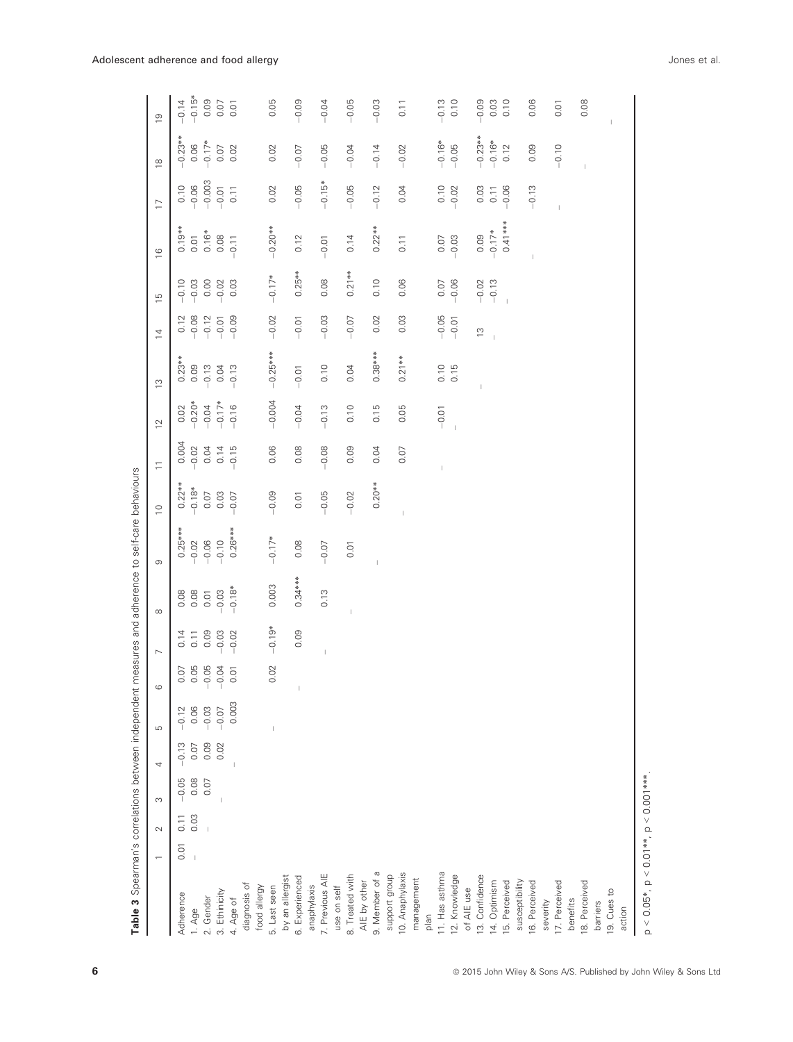**Table 3** Spearman's correlations between independent measures and adherence to self-care behaviours

| | 1 | 2 | 3 | 4 | 5 | 6 | 7 | 8 | 9 | 10 | 11 | 12 | 13 | 14 | 15 | 16 | 17 | 18 | 19 |
|---|---|---|---|---|---|---|---|---|---|---|---|---|---|---|---|---|---|---|---|
| Adherence | 0.01 | 0.11 | −0.05 | −0.13 | −0.12 | 0.07 | 0.14 | 0.08 | 0.25*** | 0.22** | 0.004 | 0.02 | 0.23** | 0.12 | −0.10 | 0.19** | 0.10 | −0.23** | −0.14 |
| 1. Age | – | 0.03 | 0.08 | 0.07 | 0.06 | 0.05 | 0.11 | 0.08 | −0.02 | −0.18* | −0.02 | −0.20* | 0.09 | −0.08 | −0.03 | 0.01 | −0.06 | 0.06 | −0.15* |
| 2. Gender | | – | 0.07 | 0.09 | −0.03 | −0.05 | 0.09 | 0.01 | −0.06 | 0.07 | 0.04 | −0.04 | −0.13 | −0.12 | 0.00 | 0.16* | −0.003 | −0.17* | 0.09 |
| 3. Ethinicity | | | – | 0.02 | −0.07 | −0.04 | −0.03 | −0.03 | −0.10 | 0.03 | 0.14 | −0.17* | 0.04 | −0.01 | −0.02 | 0.08 | −0.01 | 0.07 | 0.07 |
| 4. Age of diagnosis of food allergy | | | | – | 0.003 | 0.01 | −0.02 | −0.18* | 0.26*** | −0.07 | −0.15 | −0.16 | −0.13 | −0.09 | 0.03 | −0.11 | 0.11 | 0.02 | 0.01 |
| 5. Last seen by an allergist | | | | | – | 0.02 | −0.19* | 0.003 | −0.17* | −0.09 | 0.06 | −0.004 | −0.25*** | −0.02 | −0.17* | −0.20** | 0.02 | 0.02 | 0.05 |
| 6. Experienced anaphylaxis | | | | | | – | 0.09 | 0.34*** | 0.08 | 0.01 | 0.08 | −0.04 | −0.01 | −0.01 | 0.25** | 0.12 | −0.05 | −0.07 | −0.09 |
| 7. Previous AIE use on self | | | | | | | – | 0.13 | −0.07 | −0.05 | −0.08 | −0.13 | 0.10 | −0.03 | 0.08 | −0.01 | −0.15* | −0.05 | −0.04 |
| 8. Treated with AIE by other | | | | | | | | – | 0.01 | −0.02 | 0.09 | 0.10 | 0.04 | −0.07 | 0.21** | 0.14 | −0.05 | −0.04 | −0.05 |
| 9. Member of a support group | | | | | | | | | – | 0.20** | 0.04 | 0.15 | 0.38*** | 0.02 | 0.10 | 0.22** | −0.12 | −0.14 | −0.03 |
| 10. Anaphylaxis management plan | | | | | | | | | | – | 0.07 | 0.05 | 0.21** | 0.03 | 0.06 | 0.11 | 0.04 | −0.02 | 0.11 |
| 11. Has asthma | | | | | | | | | | | – | −0.01 | 0.10 | −0.05 | 0.07 | 0.07 | 0.10 | −0.16* | −0.13 |
| 12. Knowledge of AIE use | | | | | | | | | | | | – | 0.15 | −0.01 | −0.06 | −0.03 | −0.02 | −0.05 | 0.10 |
| 13. Confidence | | | | | | | | | | | | | – | 13 | −0.02 | 0.09 | 0.03 | −0.23** | −0.09 |
| 14. Optimism | | | | | | | | | | | | | | – | −0.13 | −0.17* | 0.11 | −0.16* | 0.03 |
| 15. Perceived susceptibility | | | | | | | | | | | | | | | – | 0.41*** | −0.06 | 0.12 | 0.10 |
| 16. Perceived severity | | | | | | | | | | | | | | | | – | −0.13 | 0.09 | 0.06 |
| 17. Perceived benefits | | | | | | | | | | | | | | | | | – | −0.10 | 0.01 |
| 18. Perceived barriers | | | | | | | | | | | | | | | | | | – | 0.08 |
| 19. Cues to action | | | | | | | | | | | | | | | | | | | – |

$p < 0.05$*, $p < 0.01$**, $p < 0.001$***.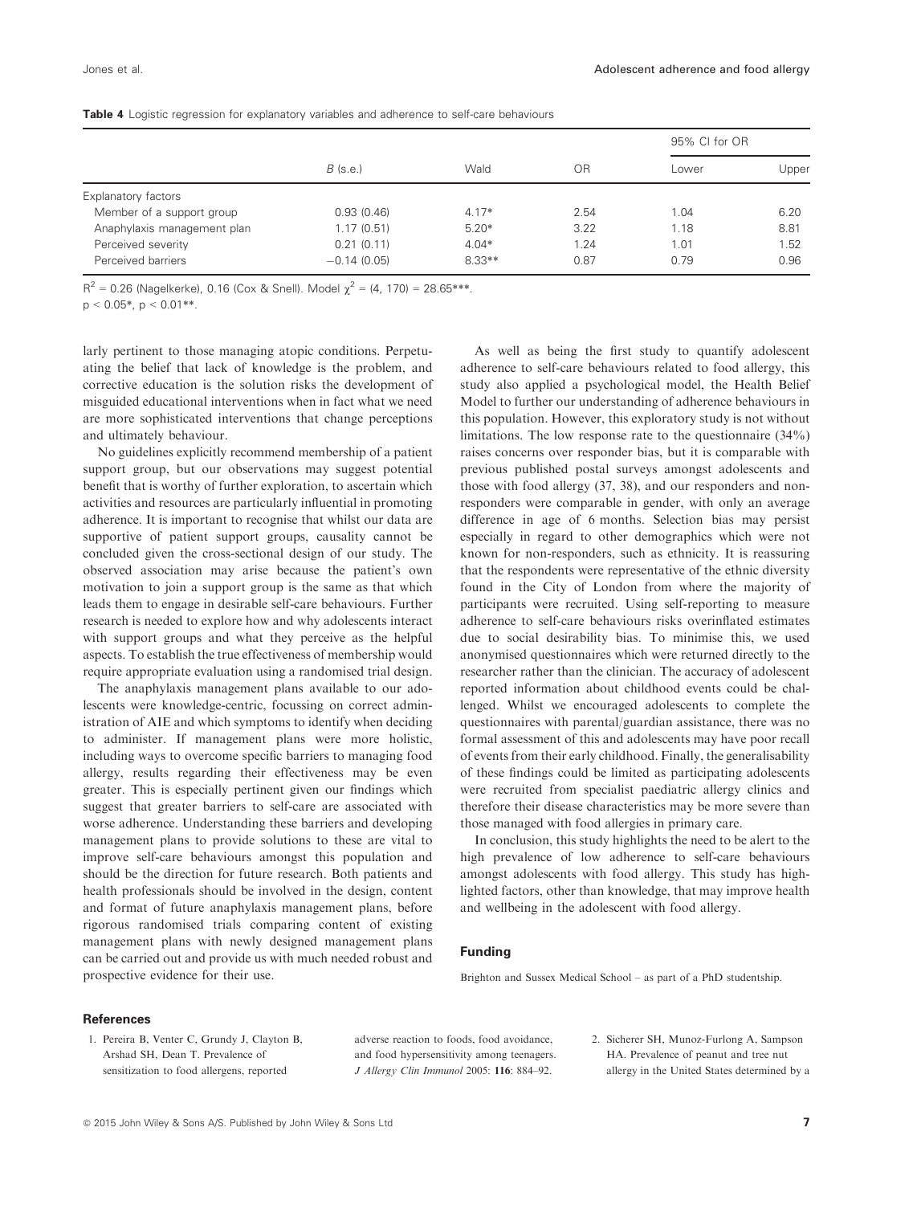**Table 4** Logistic regression for explanatory variables and adherence to self-care behaviours

| | *B* (s.e.) | Wald | OR | 95% CI for OR | |
|---|---|---|---|---|---|
| | | | | Lower | Upper |
| Explanatory factors | | | | | |
| Member of a support group | 0.93 (0.46) | 4.17* | 2.54 | 1.04 | 6.20 |
| Anaphylaxis management plan | 1.17 (0.51) | 5.20* | 3.22 | 1.18 | 8.81 |
| Perceived severity | 0.21 (0.11) | 4.04* | 1.24 | 1.01 | 1.52 |
| Perceived barriers | −0.14 (0.05) | 8.33** | 0.87 | 0.79 | 0.96 |

$R^2$ = 0.26 (Nagelkerke), 0.16 (Cox & Snell). Model $\chi^2$ = (4, 170) = 28.65***.
$p < 0.05$*, $p < 0.01$**.

larly pertinent to those managing atopic conditions. Perpetuating the belief that lack of knowledge is the problem, and corrective education is the solution risks the development of misguided educational interventions when in fact what we need are more sophisticated interventions that change perceptions and ultimately behaviour.

No guidelines explicitly recommend membership of a patient support group, but our observations may suggest potential benefit that is worthy of further exploration, to ascertain which activities and resources are particularly influential in promoting adherence. It is important to recognise that whilst our data are supportive of patient support groups, causality cannot be concluded given the cross-sectional design of our study. The observed association may arise because the patient's own motivation to join a support group is the same as that which leads them to engage in desirable self-care behaviours. Further research is needed to explore how and why adolescents interact with support groups and what they perceive as the helpful aspects. To establish the true effectiveness of membership would require appropriate evaluation using a randomised trial design.

The anaphylaxis management plans available to our adolescents were knowledge-centric, focussing on correct administration of AIE and which symptoms to identify when deciding to administer. If management plans were more holistic, including ways to overcome specific barriers to managing food allergy, results regarding their effectiveness may be even greater. This is especially pertinent given our findings which suggest that greater barriers to self-care are associated with worse adherence. Understanding these barriers and developing management plans to provide solutions to these are vital to improve self-care behaviours amongst this population and should be the direction for future research. Both patients and health professionals should be involved in the design, content and format of future anaphylaxis management plans, before rigorous randomised trials comparing content of existing management plans with newly designed management plans can be carried out and provide us with much needed robust and prospective evidence for their use.

As well as being the first study to quantify adolescent adherence to self-care behaviours related to food allergy, this study also applied a psychological model, the Health Belief Model to further our understanding of adherence behaviours in this population. However, this exploratory study is not without limitations. The low response rate to the questionnaire (34%) raises concerns over responder bias, but it is comparable with previous published postal surveys amongst adolescents and those with food allergy (37, 38), and our responders and non-responders were comparable in gender, with only an average difference in age of 6 months. Selection bias may persist especially in regard to other demographics which were not known for non-responders, such as ethnicity. It is reassuring that the respondents were representative of the ethnic diversity found in the City of London from where the majority of participants were recruited. Using self-reporting to measure adherence to self-care behaviours risks overinflated estimates due to social desirability bias. To minimise this, we used anonymised questionnaires which were returned directly to the researcher rather than the clinician. The accuracy of adolescent reported information about childhood events could be challenged. Whilst we encouraged adolescents to complete the questionnaires with parental/guardian assistance, there was no formal assessment of this and adolescents may have poor recall of events from their early childhood. Finally, the generalisability of these findings could be limited as participating adolescents were recruited from specialist paediatric allergy clinics and therefore their disease characteristics may be more severe than those managed with food allergies in primary care.

In conclusion, this study highlights the need to be alert to the high prevalence of low adherence to self-care behaviours amongst adolescents with food allergy. This study has highlighted factors, other than knowledge, that may improve health and wellbeing in the adolescent with food allergy.

## Funding

Brighton and Sussex Medical School – as part of a PhD studentship.

## References

1. Pereira B, Venter C, Grundy J, Clayton B, Arshad SH, Dean T. Prevalence of sensitization to food allergens, reported adverse reaction to foods, food avoidance, and food hypersensitivity among teenagers. *J Allergy Clin Immunol* 2005: **116**: 884–92.
2. Sicherer SH, Munoz-Furlong A, Sampson HA. Prevalence of peanut and tree nut allergy in the United States determined by a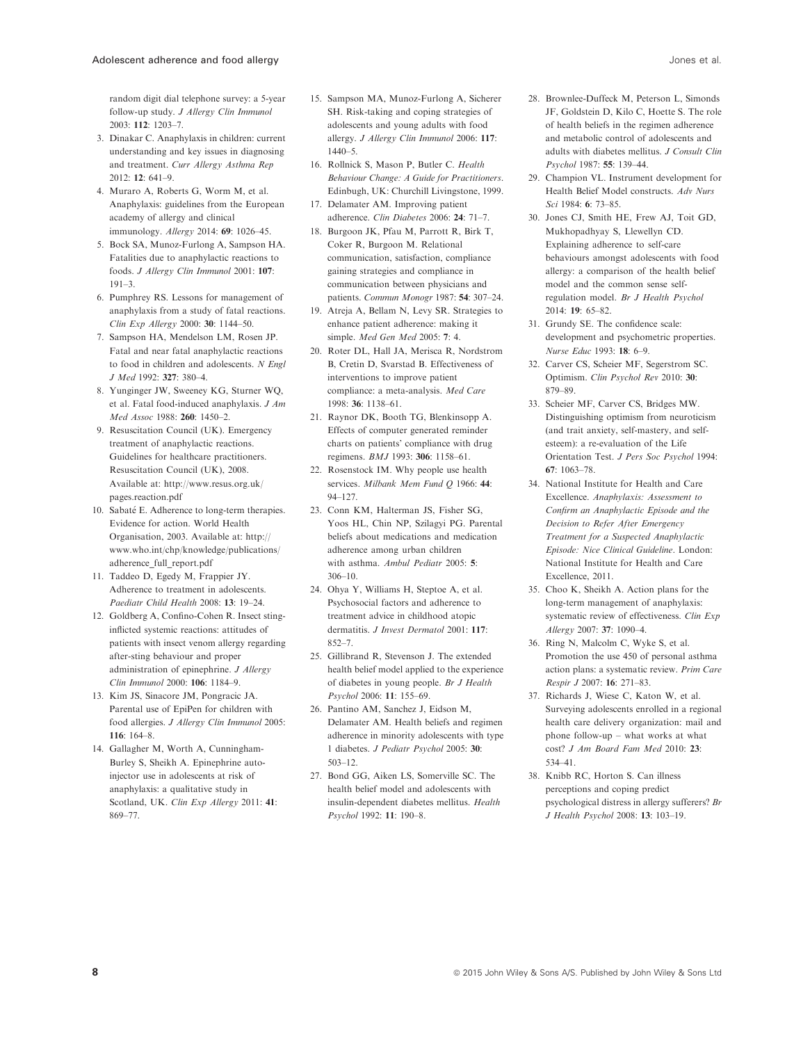random digit dial telephone survey: a 5-year follow-up study. *J Allergy Clin Immunol* 2003: **112**: 1203–7.

3. Dinakar C. Anaphylaxis in children: current understanding and key issues in diagnosing and treatment. *Curr Allergy Asthma Rep* 2012: **12**: 641–9.
4. Muraro A, Roberts G, Worm M, et al. Anaphylaxis: guidelines from the European academy of allergy and clinical immunology. *Allergy* 2014: **69**: 1026–45.
5. Bock SA, Munoz-Furlong A, Sampson HA. Fatalities due to anaphylactic reactions to foods. *J Allergy Clin Immunol* 2001: **107**: 191–3.
6. Pumphrey RS. Lessons for management of anaphylaxis from a study of fatal reactions. *Clin Exp Allergy* 2000: **30**: 1144–50.
7. Sampson HA, Mendelson LM, Rosen JP. Fatal and near fatal anaphylactic reactions to food in children and adolescents. *N Engl J Med* 1992: **327**: 380–4.
8. Yunginger JW, Sweeney KG, Sturner WQ, et al. Fatal food-induced anaphylaxis. *J Am Med Assoc* 1988: **260**: 1450–2.
9. Resuscitation Council (UK). Emergency treatment of anaphylactic reactions. Guidelines for healthcare practitioners. Resuscitation Council (UK), 2008. Available at: http://www.resus.org.uk/pages.reaction.pdf
10. Sabaté E. Adherence to long-term therapies. Evidence for action. World Health Organisation, 2003. Available at: http://www.who.int/chp/knowledge/publications/adherence_full_report.pdf
11. Taddeo D, Egedy M, Frappier JY. Adherence to treatment in adolescents. *Paediatr Child Health* 2008: **13**: 19–24.
12. Goldberg A, Confino-Cohen R. Insect sting-inflicted systemic reactions: attitudes of patients with insect venom allergy regarding after-sting behaviour and proper administration of epinephrine. *J Allergy Clin Immunol* 2000: **106**: 1184–9.
13. Kim JS, Sinacore JM, Pongracic JA. Parental use of EpiPen for children with food allergies. *J Allergy Clin Immunol* 2005: **116**: 164–8.
14. Gallagher M, Worth A, Cunningham-Burley S, Sheikh A. Epinephrine auto-injector use in adolescents at risk of anaphylaxis: a qualitative study in Scotland, UK. *Clin Exp Allergy* 2011: **41**: 869–77.
15. Sampson MA, Munoz-Furlong A, Sicherer SH. Risk-taking and coping strategies of adolescents and young adults with food allergy. *J Allergy Clin Immunol* 2006: **117**: 1440–5.
16. Rollnick S, Mason P, Butler C. *Health Behaviour Change: A Guide for Practitioners*. Edinbugh, UK: Churchill Livingstone, 1999.
17. Delamater AM. Improving patient adherence. *Clin Diabetes* 2006: **24**: 71–7.
18. Burgoon JK, Pfau M, Parrott R, Birk T, Coker R, Burgoon M. Relational communication, satisfaction, compliance gaining strategies and compliance in communication between physicians and patients. *Commun Monogr* 1987: **54**: 307–24.
19. Atreja A, Bellam N, Levy SR. Strategies to enhance patient adherence: making it simple. *Med Gen Med* 2005: **7**: 4.
20. Roter DL, Hall JA, Merisca R, Nordstrom B, Cretin D, Svarstad B. Effectiveness of interventions to improve patient compliance: a meta-analysis. *Med Care* 1998: **36**: 1138–61.
21. Raynor DK, Booth TG, Blenkinsopp A. Effects of computer generated reminder charts on patients' compliance with drug regimens. *BMJ* 1993: **306**: 1158–61.
22. Rosenstock IM. Why people use health services. *Milbank Mem Fund Q* 1966: **44**: 94–127.
23. Conn KM, Halterman JS, Fisher SG, Yoos HL, Chin NP, Szilagyi PG. Parental beliefs about medications and medication adherence among urban children with asthma. *Ambul Pediatr* 2005: **5**: 306–10.
24. Ohya Y, Williams H, Steptoe A, et al. Psychosocial factors and adherence to treatment advice in childhood atopic dermatitis. *J Invest Dermatol* 2001: **117**: 852–7.
25. Gillibrand R, Stevenson J. The extended health belief model applied to the experience of diabetes in young people. *Br J Health Psychol* 2006: **11**: 155–69.
26. Pantino AM, Sanchez J, Eidson M, Delamater AM. Health beliefs and regimen adherence in minority adolescents with type 1 diabetes. *J Pediatr Psychol* 2005: **30**: 503–12.
27. Bond GG, Aiken LS, Somerville SC. The health belief model and adolescents with insulin-dependent diabetes mellitus. *Health Psychol* 1992: **11**: 190–8.
28. Brownlee-Duffeck M, Peterson L, Simonds JF, Goldstein D, Kilo C, Hoette S. The role of health beliefs in the regimen adherence and metabolic control of adolescents and adults with diabetes mellitus. *J Consult Clin Psychol* 1987: **55**: 139–44.
29. Champion VL. Instrument development for Health Belief Model constructs. *Adv Nurs Sci* 1984: **6**: 73–85.
30. Jones CJ, Smith HE, Frew AJ, Toit GD, Mukhopadhyay S, Llewellyn CD. Explaining adherence to self-care behaviours amongst adolescents with food allergy: a comparison of the health belief model and the common sense self-regulation model. *Br J Health Psychol* 2014: **19**: 65–82.
31. Grundy SE. The confidence scale: development and psychometric properties. *Nurse Educ* 1993: **18**: 6–9.
32. Carver CS, Scheier MF, Segerstrom SC. Optimism. *Clin Psychol Rev* 2010: **30**: 879–89.
33. Scheier MF, Carver CS, Bridges MW. Distinguishing optimism from neuroticism (and trait anxiety, self-mastery, and self-esteem): a re-evaluation of the Life Orientation Test. *J Pers Soc Psychol* 1994: **67**: 1063–78.
34. National Institute for Health and Care Excellence. *Anaphylaxis: Assessment to Confirm an Anaphylactic Episode and the Decision to Refer After Emergency Treatment for a Suspected Anaphylactic Episode: Nice Clinical Guideline*. London: National Institute for Health and Care Excellence, 2011.
35. Choo K, Sheikh A. Action plans for the long-term management of anaphylaxis: systematic review of effectiveness. *Clin Exp Allergy* 2007: **37**: 1090–4.
36. Ring N, Malcolm C, Wyke S, et al. Promotion the use 450 of personal asthma action plans: a systematic review. *Prim Care Respir J* 2007: **16**: 271–83.
37. Richards J, Wiese C, Katon W, et al. Surveying adolescents enrolled in a regional health care delivery organization: mail and phone follow-up – what works at what cost? *J Am Board Fam Med* 2010: **23**: 534–41.
38. Knibb RC, Horton S. Can illness perceptions and coping predict psychological distress in allergy sufferers? *Br J Health Psychol* 2008: **13**: 103–19.